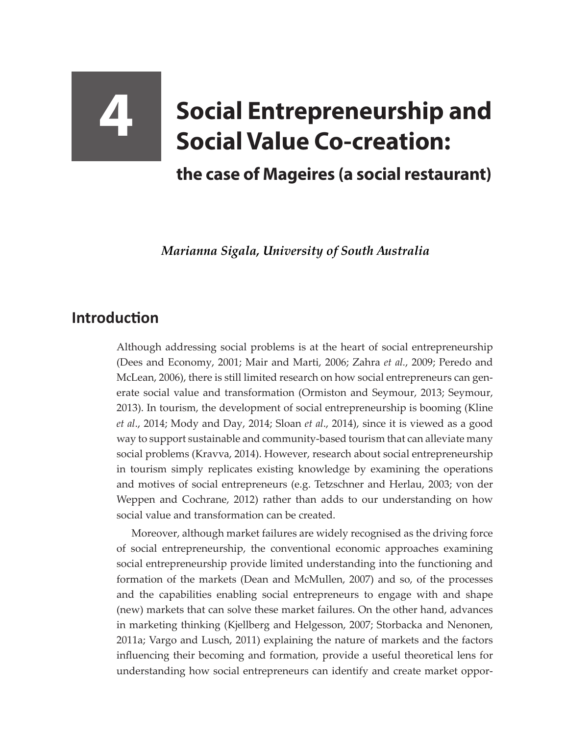# 4 Social Entrepreneurship and Social Value Co-creation:

## the case of Mageires (a social restaurant)

*Marianna Sigala, University of South Australia*

## Introduction

Although addressing social problems is at the heart of social entrepreneurship (Dees and Economy, 2001; Mair and Marti, 2006; Zahra *et al.*, 2009; Peredo and McLean, 2006), there is still limited research on how social entrepreneurs can generate social value and transformation (Ormiston and Seymour, 2013; Seymour, 2013). In tourism, the development of social entrepreneurship is booming (Kline *et al*., 2014; Mody and Day, 2014; Sloan *et al*., 2014), since it is viewed as a good way to support sustainable and community-based tourism that can alleviate many social problems (Kravva, 2014). However, research about social entrepreneurship in tourism simply replicates existing knowledge by examining the operations and motives of social entrepreneurs (e.g. Tetzschner and Herlau, 2003; von der Weppen and Cochrane, 2012) rather than adds to our understanding on how social value and transformation can be created.

Moreover, although market failures are widely recognised as the driving force of social entrepreneurship, the conventional economic approaches examining social entrepreneurship provide limited understanding into the functioning and formation of the markets (Dean and McMullen, 2007) and so, of the processes and the capabilities enabling social entrepreneurs to engage with and shape (new) markets that can solve these market failures. On the other hand, advances in marketing thinking (Kjellberg and Helgesson, 2007; Storbacka and Nenonen, 2011a; Vargo and Lusch, 2011) explaining the nature of markets and the factors influencing their becoming and formation, provide a useful theoretical lens for understanding how social entrepreneurs can identify and create market oppor-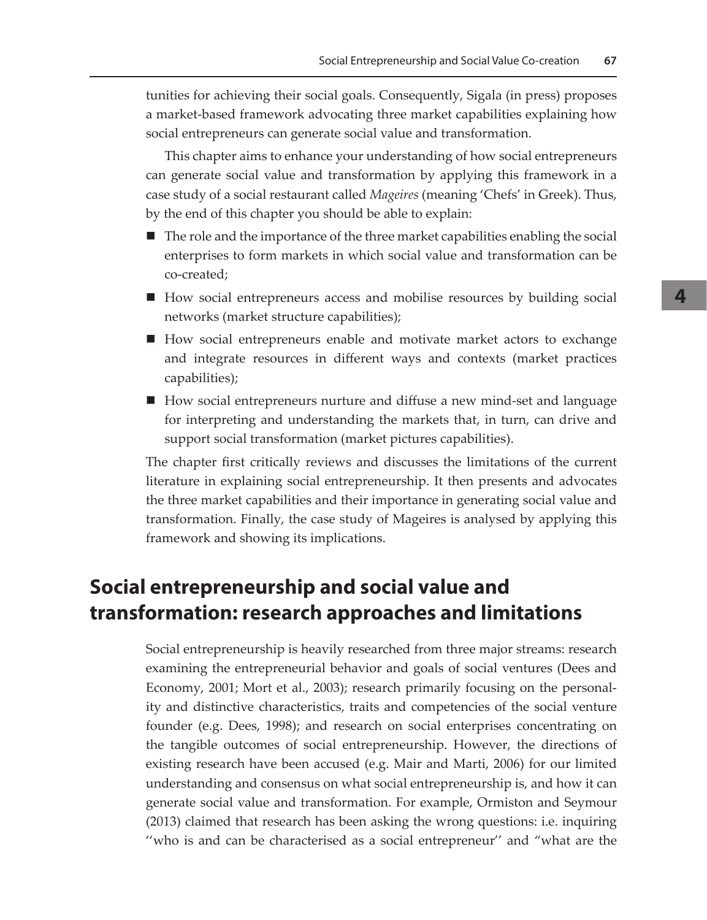tunities for achieving their social goals. Consequently, Sigala (in press) proposes a market-based framework advocating three market capabilities explaining how social entrepreneurs can generate social value and transformation.

This chapter aims to enhance your understanding of how social entrepreneurs can generate social value and transformation by applying this framework in a case study of a social restaurant called *Mageires* (meaning 'Chefs' in Greek). Thus, by the end of this chapter you should be able to explain:

- The role and the importance of the three market capabilities enabling the social enterprises to form markets in which social value and transformation can be co-created;
- How social entrepreneurs access and mobilise resources by building social networks (market structure capabilities);
- How social entrepreneurs enable and motivate market actors to exchange and integrate resources in different ways and contexts (market practices capabilities);
- How social entrepreneurs nurture and diffuse a new mind-set and language for interpreting and understanding the markets that, in turn, can drive and support social transformation (market pictures capabilities).

The chapter first critically reviews and discusses the limitations of the current literature in explaining social entrepreneurship. It then presents and advocates the three market capabilities and their importance in generating social value and transformation. Finally, the case study of Mageires is analysed by applying this framework and showing its implications.

## Social entrepreneurship and social value and transformation: research approaches and limitations

Social entrepreneurship is heavily researched from three major streams: research examining the entrepreneurial behavior and goals of social ventures (Dees and Economy, 2001; Mort et al., 2003); research primarily focusing on the personality and distinctive characteristics, traits and competencies of the social venture founder (e.g. Dees, 1998); and research on social enterprises concentrating on the tangible outcomes of social entrepreneurship. However, the directions of existing research have been accused (e.g. Mair and Marti, 2006) for our limited understanding and consensus on what social entrepreneurship is, and how it can generate social value and transformation. For example, Ormiston and Seymour (2013) claimed that research has been asking the wrong questions: i.e. inquiring ''who is and can be characterised as a social entrepreneur'' and "what are the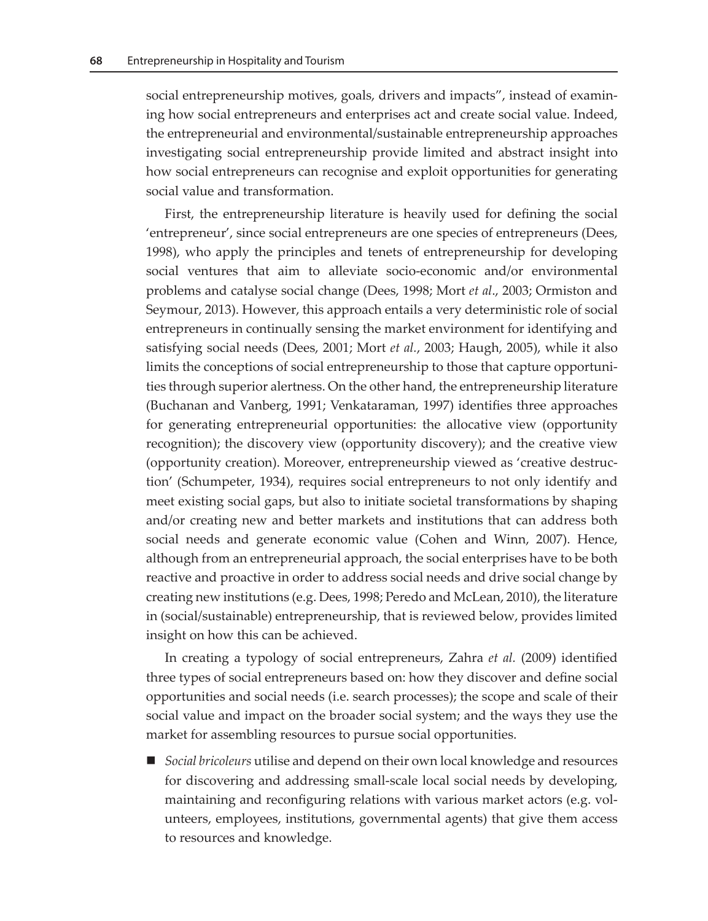social entrepreneurship motives, goals, drivers and impacts", instead of examining how social entrepreneurs and enterprises act and create social value. Indeed, the entrepreneurial and environmental/sustainable entrepreneurship approaches investigating social entrepreneurship provide limited and abstract insight into how social entrepreneurs can recognise and exploit opportunities for generating social value and transformation.

First, the entrepreneurship literature is heavily used for defining the social 'entrepreneur', since social entrepreneurs are one species of entrepreneurs (Dees, 1998), who apply the principles and tenets of entrepreneurship for developing social ventures that aim to alleviate socio-economic and/or environmental problems and catalyse social change (Dees, 1998; Mort *et al*., 2003; Ormiston and Seymour, 2013). However, this approach entails a very deterministic role of social entrepreneurs in continually sensing the market environment for identifying and satisfying social needs (Dees, 2001; Mort *et al.*, 2003; Haugh, 2005), while it also limits the conceptions of social entrepreneurship to those that capture opportunities through superior alertness. On the other hand, the entrepreneurship literature (Buchanan and Vanberg, 1991; Venkataraman, 1997) identifies three approaches for generating entrepreneurial opportunities: the allocative view (opportunity recognition); the discovery view (opportunity discovery); and the creative view (opportunity creation). Moreover, entrepreneurship viewed as 'creative destruction' (Schumpeter, 1934), requires social entrepreneurs to not only identify and meet existing social gaps, but also to initiate societal transformations by shaping and/or creating new and better markets and institutions that can address both social needs and generate economic value (Cohen and Winn, 2007). Hence, although from an entrepreneurial approach, the social enterprises have to be both reactive and proactive in order to address social needs and drive social change by creating new institutions (e.g. Dees, 1998; Peredo and McLean, 2010), the literature in (social/sustainable) entrepreneurship, that is reviewed below, provides limited insight on how this can be achieved.

In creating a typology of social entrepreneurs, Zahra *et al.* (2009) identified three types of social entrepreneurs based on: how they discover and define social opportunities and social needs (i.e. search processes); the scope and scale of their social value and impact on the broader social system; and the ways they use the market for assembling resources to pursue social opportunities.

- *Social bricoleurs* utilise and depend on their own local knowledge and resources for discovering and addressing small-scale local social needs by developing, maintaining and reconfiguring relations with various market actors (e.g. volunteers, employees, institutions, governmental agents) that give them access to resources and knowledge.